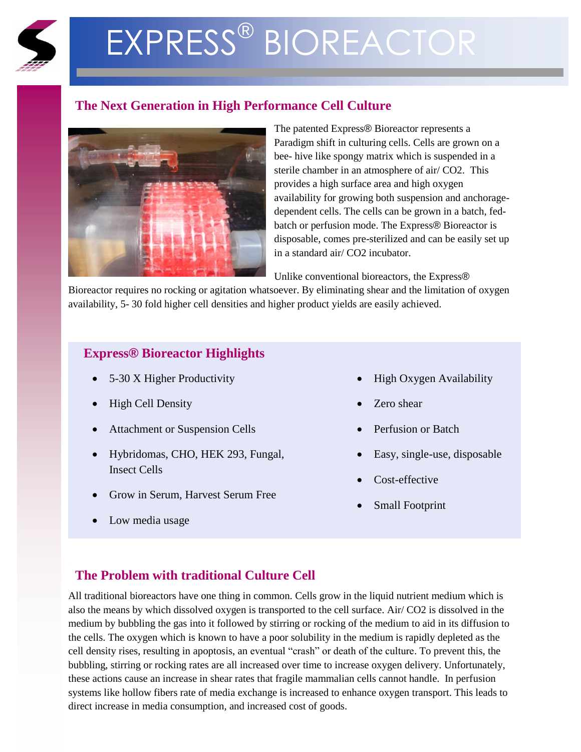# EXPRESS® BIOREACTOR

## The Next Generation in High Performance Cell Culture

The patented Express® Bioreactor represents a Paradigm shift in culturing cells. Cells are grown on a bee- hive like spongy matrix which is suspended in a sterile chamber in an atmosphere of air/ CO2. This provides a high surface area and high oxygen availability for growing both suspension and anchorage-dependent cells. The cells can be grown in a batch, fed-batch or perfusion mode. The Express® Bioreactor is disposable, comes pre-sterilized and can be easily set up in a standard air/ CO2 incubator.

Unlike conventional bioreactors, the Express® Bioreactor requires no rocking or agitation whatsoever. By eliminating shear and the limitation of oxygen availability, 5- 30 fold higher cell densities and higher product yields are easily achieved.

## Express® Bioreactor Highlights

- 5-30 X Higher Productivity
- High Cell Density
- Attachment or Suspension Cells
- Hybridomas, CHO, HEK 293, Fungal, Insect Cells
- Grow in Serum, Harvest Serum Free
- Low media usage
- High Oxygen Availability
- Zero shear
- Perfusion or Batch
- Easy, single-use, disposable
- Cost-effective
- Small Footprint

## The Problem with traditional Culture Cell

All traditional bioreactors have one thing in common. Cells grow in the liquid nutrient medium which is also the means by which dissolved oxygen is transported to the cell surface. Air/ CO2 is dissolved in the medium by bubbling the gas into it followed by stirring or rocking of the medium to aid in its diffusion to the cells. The oxygen which is known to have a poor solubility in the medium is rapidly depleted as the cell density rises, resulting in apoptosis, an eventual "crash" or death of the culture. To prevent this, the bubbling, stirring or rocking rates are all increased over time to increase oxygen delivery. Unfortunately, these actions cause an increase in shear rates that fragile mammalian cells cannot handle. In perfusion systems like hollow fibers rate of media exchange is increased to enhance oxygen transport. This leads to direct increase in media consumption, and increased cost of goods.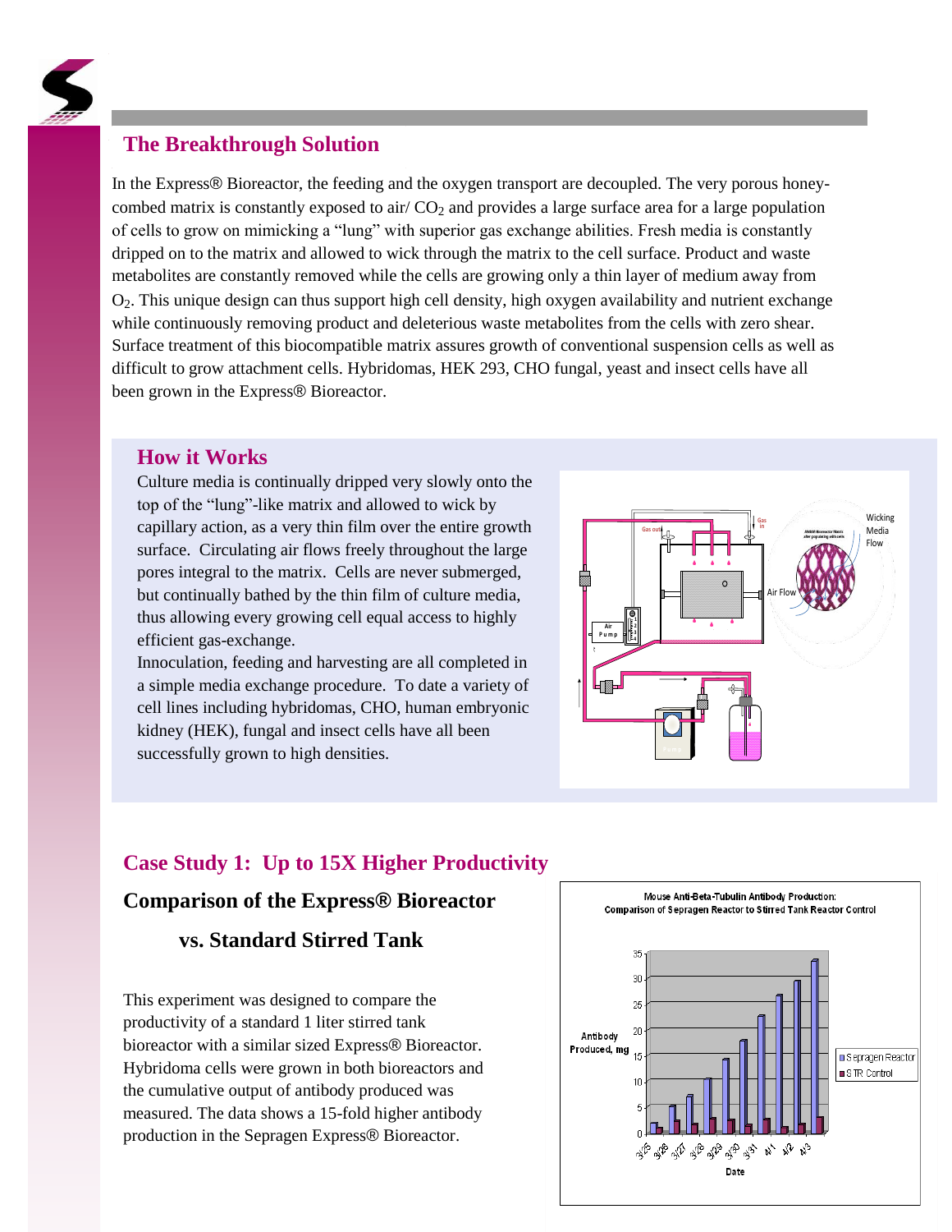## The Breakthrough Solution

In the Express® Bioreactor, the feeding and the oxygen transport are decoupled. The very porous honey-combed matrix is constantly exposed to air/ $CO_2$ and provides a large surface area for a large population of cells to grow on mimicking a "lung" with superior gas exchange abilities. Fresh media is constantly dripped on to the matrix and allowed to wick through the matrix to the cell surface. Product and waste metabolites are constantly removed while the cells are growing only a thin layer of medium away from $O_2$. This unique design can thus support high cell density, high oxygen availability and nutrient exchange while continuously removing product and deleterious waste metabolites from the cells with zero shear. Surface treatment of this biocompatible matrix assures growth of conventional suspension cells as well as difficult to grow attachment cells. Hybridomas, HEK 293, CHO fungal, yeast and insect cells have all been grown in the Express® Bioreactor.

### How it Works

Culture media is continually dripped very slowly onto the top of the "lung"-like matrix and allowed to wick by capillary action, as a very thin film over the entire growth surface. Circulating air flows freely throughout the large pores integral to the matrix. Cells are never submerged, but continually bathed by the thin film of culture media, thus allowing every growing cell equal access to highly efficient gas-exchange.

Innoculation, feeding and harvesting are all completed in a simple media exchange procedure. To date a variety of cell lines including hybridomas, CHO, human embryonic kidney (HEK), fungal and insect cells have all been successfully grown to high densities.

## Case Study 1: Up to 15X Higher Productivity

### Comparison of the Express® Bioreactor vs. Standard Stirred Tank

This experiment was designed to compare the productivity of a standard 1 liter stirred tank bioreactor with a similar sized Express® Bioreactor. Hybridoma cells were grown in both bioreactors and the cumulative output of antibody produced was measured. The data shows a 15-fold higher antibody production in the Sepragen Express® Bioreactor.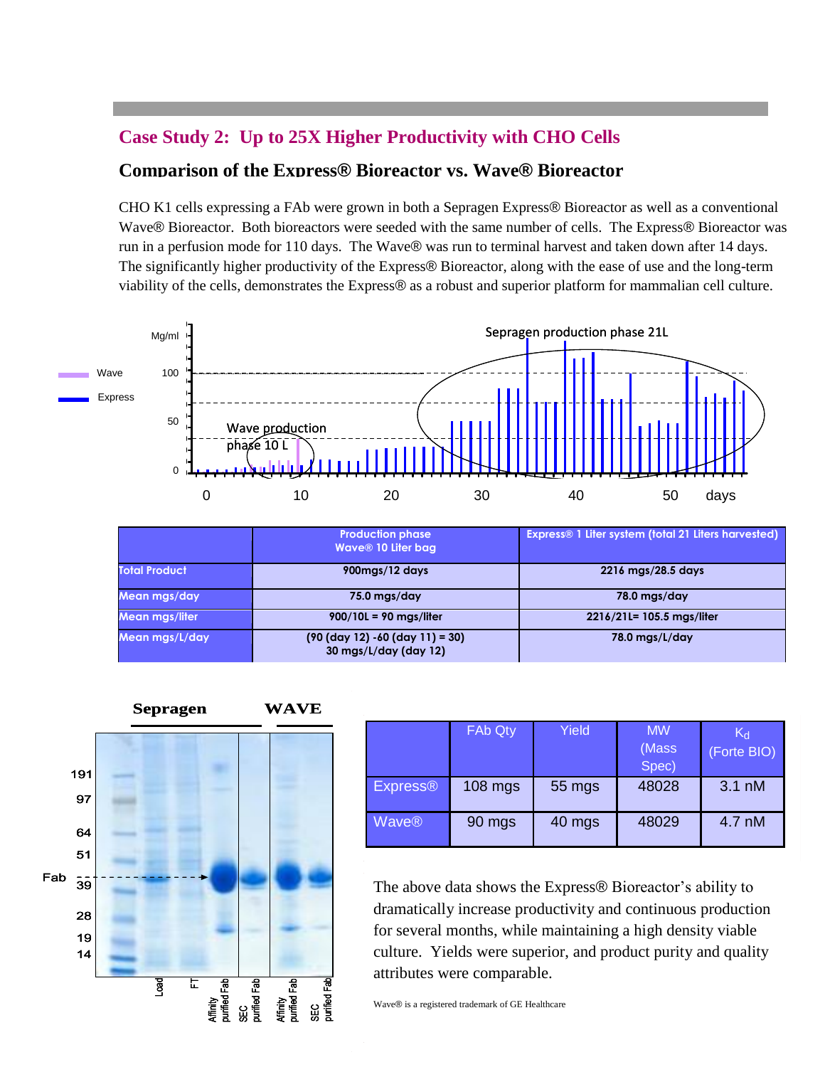## Case Study 2: Up to 25X Higher Productivity with CHO Cells

### Comparison of the Express® Bioreactor vs. Wave® Bioreactor

CHO K1 cells expressing a FAb were grown in both a Sepragen Express® Bioreactor as well as a conventional Wave® Bioreactor. Both bioreactors were seeded with the same number of cells. The Express® Bioreactor was run in a perfusion mode for 110 days. The Wave® was run to terminal harvest and taken down after 14 days. The significantly higher productivity of the Express® Bioreactor, along with the ease of use and the long-term viability of the cells, demonstrates the Express® as a robust and superior platform for mammalian cell culture.

| | Production phase Wave® 10 Liter bag | Express® 1 Liter system (total 21 Liters harvested) |
|---|---|---|
| Total Product | 900mgs/12 days | 2216 mgs/28.5 days |
| Mean mgs/day | 75.0 mgs/day | 78.0 mgs/day |
| Mean mgs/liter | 900/10L = 90 mgs/liter | 2216/21L= 105.5 mgs/liter |
| Mean mgs/L/day | (90 (day 12) -60 (day 11) = 30) 30 mgs/L/day (day 12) | 78.0 mgs/L/day |

| | FAb Qty | Yield | MW (Mass Spec) | $K_d$ (Forte BIO) |
|---|---|---|---|---|
| Express® | 108 mgs | 55 mgs | 48028 | 3.1 nM |
| Wave® | 90 mgs | 40 mgs | 48029 | 4.7 nM |

The above data shows the Express® Bioreactor's ability to dramatically increase productivity and continuous production for several months, while maintaining a high density viable culture. Yields were superior, and product purity and quality attributes were comparable.

Wave® is a registered trademark of GE Healthcare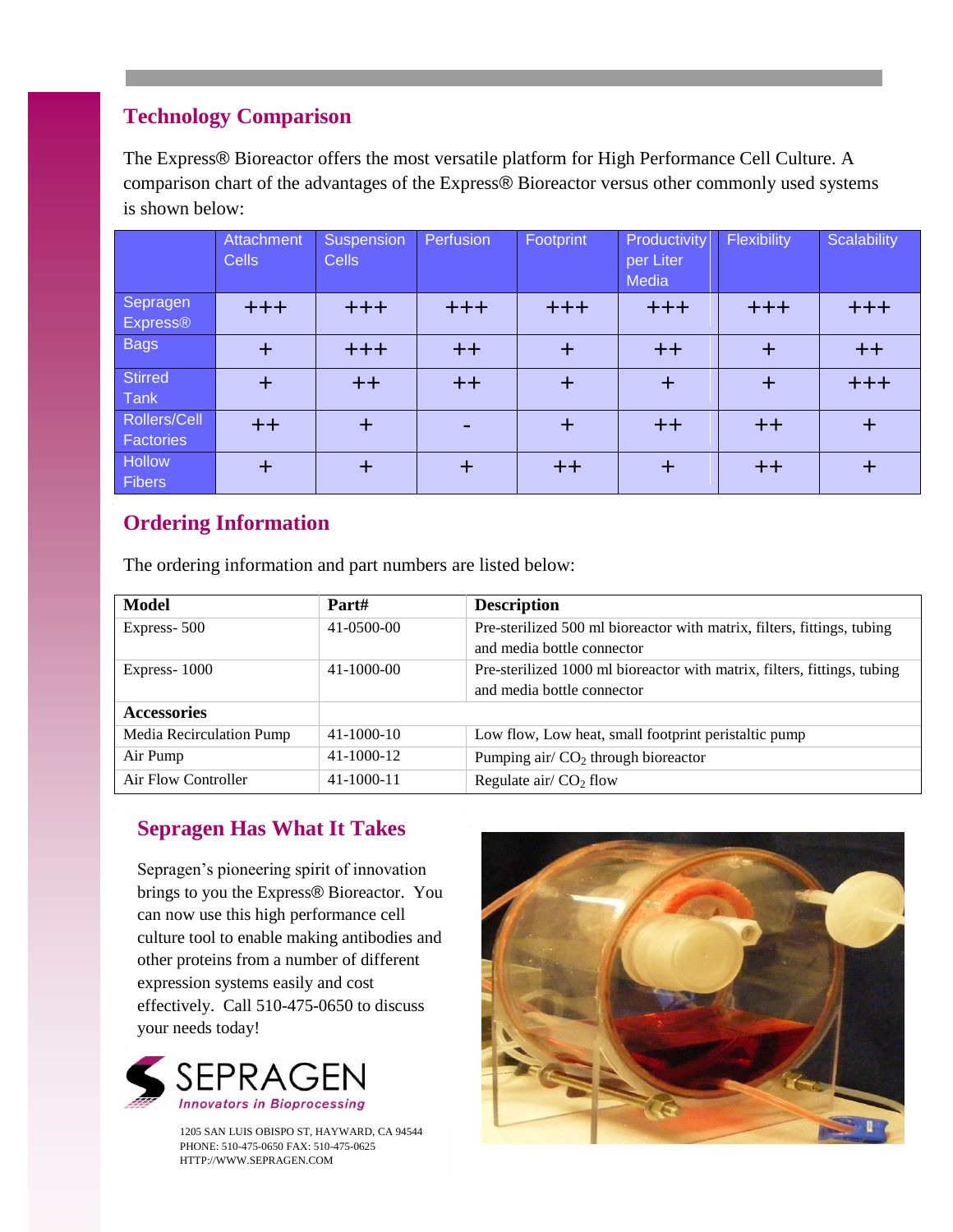## Technology Comparison

The Express® Bioreactor offers the most versatile platform for High Performance Cell Culture. A comparison chart of the advantages of the Express® Bioreactor versus other commonly used systems is shown below:

| | Attachment Cells | Suspension Cells | Perfusion | Footprint | Productivity per Liter Media | Flexibility | Scalability |
|---|---|---|---|---|---|---|---|
| Sepragen Express® | +++ | +++ | +++ | +++ | +++ | +++ | +++ |
| Bags | + | +++ | ++ | + | ++ | + | ++ |
| Stirred Tank | + | ++ | ++ | + | + | + | +++ |
| Rollers/Cell Factories | ++ | + | - | + | ++ | ++ | + |
| Hollow Fibers | + | + | + | ++ | + | ++ | + |

## Ordering Information

The ordering information and part numbers are listed below:

| Model | Part# | Description |
|---|---|---|
| Express- 500 | 41-0500-00 | Pre-sterilized 500 ml bioreactor with matrix, filters, fittings, tubing and media bottle connector |
| Express- 1000 | 41-1000-00 | Pre-sterilized 1000 ml bioreactor with matrix, filters, fittings, tubing and media bottle connector |
| **Accessories** | | |
| Media Recirculation Pump | 41-1000-10 | Low flow, Low heat, small footprint peristaltic pump |
| Air Pump | 41-1000-12 | Pumping air/ $CO_2$ through bioreactor |
| Air Flow Controller | 41-1000-11 | Regulate air/ $CO_2$ flow |

## Sepragen Has What It Takes

Sepragen's pioneering spirit of innovation brings to you the Express® Bioreactor. You can now use this high performance cell culture tool to enable making antibodies and other proteins from a number of different expression systems easily and cost effectively. Call 510-475-0650 to discuss your needs today!

SEPRAGEN
*Innovators in Bioprocessing*

1205 SAN LUIS OBISPO ST, HAYWARD, CA 94544
PHONE: 510-475-0650 FAX: 510-475-0625
HTTP://WWW.SEPRAGEN.COM